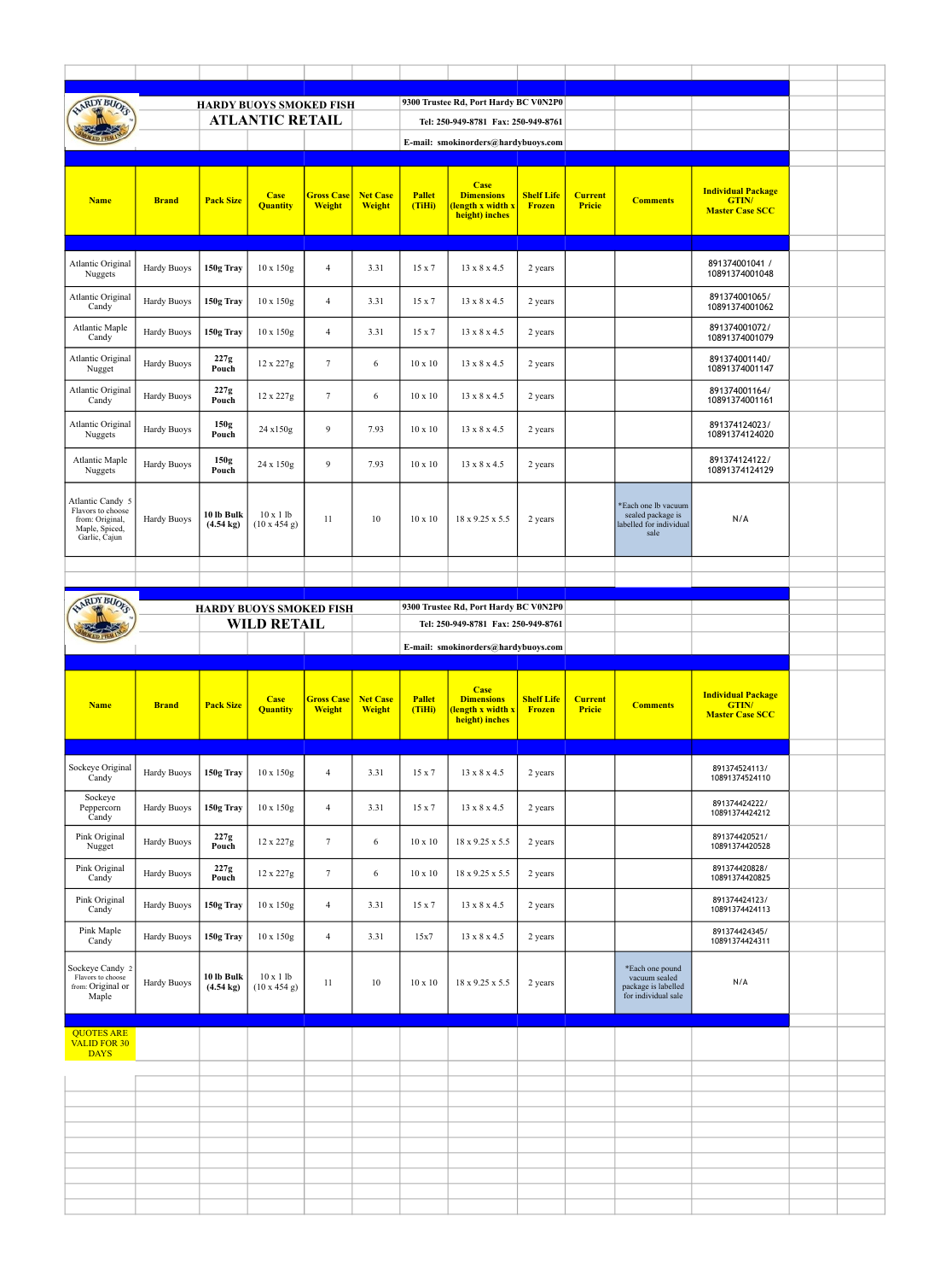## HARDY BUOYS SMOKED FISH

# ATLANTIC RETAIL

9300 Trustee Rd, Port Hardy BC V0N2P0

Tel: 250-949-8781 Fax: 250-949-8761

E-mail: smokinorders@hardybuoys.com

| Name | Brand | Pack Size | Case Quantity | Gross Case Weight | Net Case Weight | Pallet (TiHi) | Case Dimensions (length x width x height) inches | Shelf Life Frozen | Current Pricie | Comments | Individual Package GTIN/ Master Case SCC |
|---|---|---|---|---|---|---|---|---|---|---|---|
| Atlantic Original Nuggets | Hardy Buoys | 150g Tray | 10 x 150g | 4 | 3.31 | 15 x 7 | 13 x 8 x 4.5 | 2 years | | | 891374001041 / 10891374001048 |
| Atlantic Original Candy | Hardy Buoys | 150g Tray | 10 x 150g | 4 | 3.31 | 15 x 7 | 13 x 8 x 4.5 | 2 years | | | 891374001065/ 10891374001062 |
| Atlantic Maple Candy | Hardy Buoys | 150g Tray | 10 x 150g | 4 | 3.31 | 15 x 7 | 13 x 8 x 4.5 | 2 years | | | 891374001072/ 10891374001079 |
| Atlantic Original Nugget | Hardy Buoys | 227g Pouch | 12 x 227g | 7 | 6 | 10 x 10 | 13 x 8 x 4.5 | 2 years | | | 891374001140/ 10891374001147 |
| Atlantic Original Candy | Hardy Buoys | 227g Pouch | 12 x 227g | 7 | 6 | 10 x 10 | 13 x 8 x 4.5 | 2 years | | | 891374001164/ 10891374001161 |
| Atlantic Original Nuggets | Hardy Buoys | 150g Pouch | 24 x150g | 9 | 7.93 | 10 x 10 | 13 x 8 x 4.5 | 2 years | | | 891374124023/ 10891374124020 |
| Atlantic Maple Nuggets | Hardy Buoys | 150g Pouch | 24 x 150g | 9 | 7.93 | 10 x 10 | 13 x 8 x 4.5 | 2 years | | | 891374124122/ 10891374124129 |
| Atlantic Candy 5 Flavors to choose from: Original, Maple, Spiced, Garlic, Cajun | Hardy Buoys | 10 lb Bulk (4.54 kg) | 10 x 1 lb (10 x 454 g) | 11 | 10 | 10 x 10 | 18 x 9.25 x 5.5 | 2 years | | *Each one lb vacuum sealed package is labelled for individual sale | N/A |

## HARDY BUOYS SMOKED FISH

# WILD RETAIL

9300 Trustee Rd, Port Hardy BC V0N2P0

Tel: 250-949-8781 Fax: 250-949-8761

E-mail: smokinorders@hardybuoys.com

| Name | Brand | Pack Size | Case Quantity | Gross Case Weight | Net Case Weight | Pallet (TiHi) | Case Dimensions (length x width x height) inches | Shelf Life Frozen | Current Pricie | Comments | Individual Package GTIN/ Master Case SCC |
|---|---|---|---|---|---|---|---|---|---|---|---|
| Sockeye Original Candy | Hardy Buoys | 150g Tray | 10 x 150g | 4 | 3.31 | 15 x 7 | 13 x 8 x 4.5 | 2 years | | | 891374524113/ 10891374524110 |
| Sockeye Peppercorn Candy | Hardy Buoys | 150g Tray | 10 x 150g | 4 | 3.31 | 15 x 7 | 13 x 8 x 4.5 | 2 years | | | 891374424222/ 10891374424212 |
| Pink Original Nugget | Hardy Buoys | 227g Pouch | 12 x 227g | 7 | 6 | 10 x 10 | 18 x 9.25 x 5.5 | 2 years | | | 891374420521/ 10891374420528 |
| Pink Original Candy | Hardy Buoys | 227g Pouch | 12 x 227g | 7 | 6 | 10 x 10 | 18 x 9.25 x 5.5 | 2 years | | | 891374420828/ 10891374420825 |
| Pink Original Candy | Hardy Buoys | 150g Tray | 10 x 150g | 4 | 3.31 | 15 x 7 | 13 x 8 x 4.5 | 2 years | | | 891374424123/ 10891374424113 |
| Pink Maple Candy | Hardy Buoys | 150g Tray | 10 x 150g | 4 | 3.31 | 15x7 | 13 x 8 x 4.5 | 2 years | | | 891374424345/ 10891374424311 |
| Sockeye Candy 2 Flavors to choose from: Original or Maple | Hardy Buoys | 10 lb Bulk (4.54 kg) | 10 x 1 lb (10 x 454 g) | 11 | 10 | 10 x 10 | 18 x 9.25 x 5.5 | 2 years | | *Each one pound vacuum sealed package is labelled for individual sale | N/A |

QUOTES ARE VALID FOR 30 DAYS